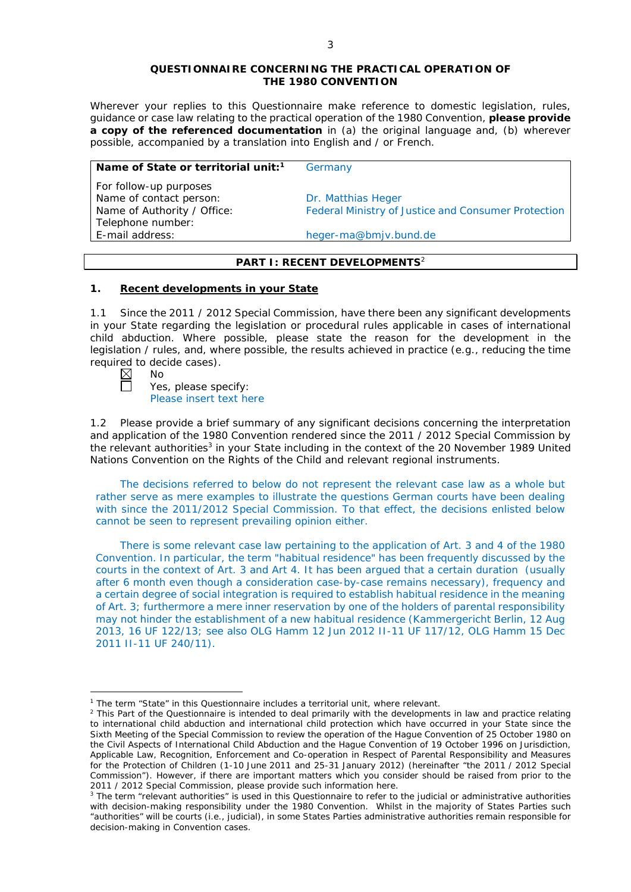**QUESTIONNAIRE CONCERNING THE PRACTICAL OPERATION OF THE 1980 CONVENTION**

Wherever your replies to this Questionnaire make reference to domestic legislation, rules, guidance or case law relating to the practical operation of the 1980 Convention, **please provide a copy of the referenced documentation** in (a) the original language and, (b) wherever possible, accompanied by a translation into English and / or French.

| **Name of State or territorial unit:**[1] | Germany |
|---|---|
| For follow-up purposes | |
| Name of contact person: | Dr. Matthias Heger |
| Name of Authority / Office: | Federal Ministry of Justice and Consumer Protection |
| Telephone number: | |
| E-mail address: | heger-ma@bmjv.bund.de |

## PART I: RECENT DEVELOPMENTS[2]

### 1. Recent developments in your State

1.1 Since the 2011 / 2012 Special Commission, have there been any significant developments in your State regarding the legislation or procedural rules applicable in cases of international child abduction. Where possible, please state the reason for the development in the legislation / rules, and, where possible, the results achieved in practice (e.g., reducing the time required to decide cases).

- [x] No
- [ ] Yes, please specify:
  Please insert text here

1.2 Please provide a brief summary of any significant decisions concerning the interpretation and application of the 1980 Convention rendered since the 2011 / 2012 Special Commission by the relevant authorities[3] in your State including in the context of the 20 November 1989 United Nations Convention on the Rights of the Child and relevant regional instruments.

The decisions referred to below do not represent the relevant case law as a whole but rather serve as mere examples to illustrate the questions German courts have been dealing with since the 2011/2012 Special Commission. To that effect, the decisions enlisted below cannot be seen to represent prevailing opinion either.

There is some relevant case law pertaining to the application of Art. 3 and 4 of the 1980 Convention. In particular, the term "habitual residence" has been frequently discussed by the courts in the context of Art. 3 and Art 4. It has been argued that a certain duration (usually after 6 month even though a consideration case-by-case remains necessary), frequency and a certain degree of social integration is required to establish habitual residence in the meaning of Art. 3; furthermore a mere inner reservation by one of the holders of parental responsibility may not hinder the establishment of a new habitual residence (Kammergericht Berlin, 12 Aug 2013, 16 UF 122/13; see also OLG Hamm 12 Jun 2012 II-11 UF 117/12, OLG Hamm 15 Dec 2011 II-11 UF 240/11).

---

[1] The term "State" in this Questionnaire includes a territorial unit, where relevant.

[2] This Part of the Questionnaire is intended to deal primarily with the developments in law and practice relating to international child abduction and international child protection which have occurred in your State since the Sixth Meeting of the Special Commission to review the operation of the Hague Convention of 25 October 1980 on the Civil Aspects of International Child Abduction and the Hague Convention of 19 October 1996 on Jurisdiction, Applicable Law, Recognition, Enforcement and Co-operation in Respect of Parental Responsibility and Measures for the Protection of Children (1-10 June 2011 and 25-31 January 2012) (hereinafter "the 2011 / 2012 Special Commission"). However, if there are important matters which you consider should be raised from prior to the 2011 / 2012 Special Commission, please provide such information here.

[3] The term "relevant authorities" is used in this Questionnaire to refer to the judicial or administrative authorities with decision-making responsibility under the 1980 Convention. Whilst in the majority of States Parties such "authorities" will be courts (i.e., judicial), in some States Parties administrative authorities remain responsible for decision-making in Convention cases.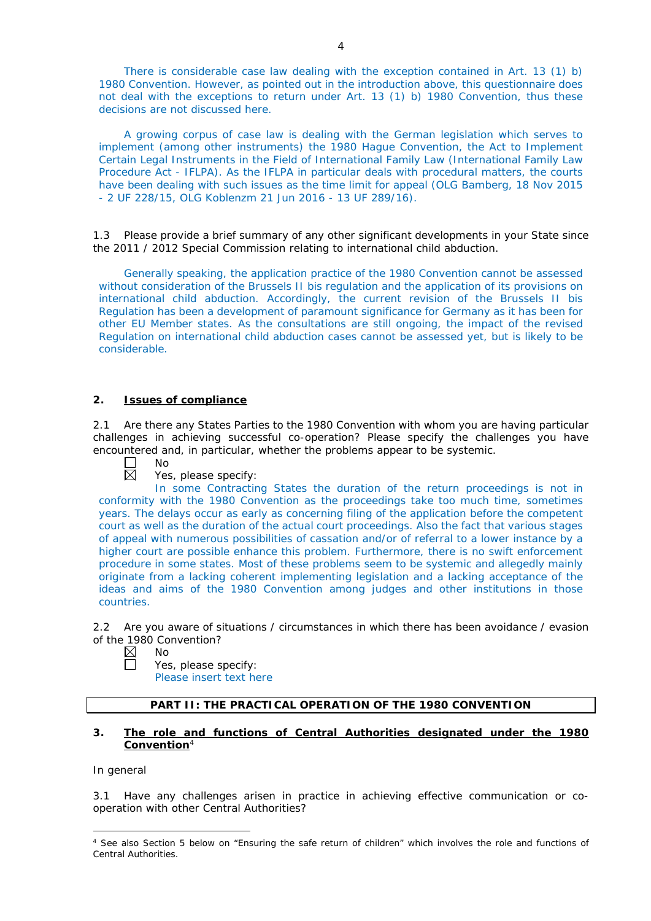There is considerable case law dealing with the exception contained in Art. 13 (1) b) 1980 Convention. However, as pointed out in the introduction above, this questionnaire does not deal with the exceptions to return under Art. 13 (1) b) 1980 Convention, thus these decisions are not discussed here.

A growing corpus of case law is dealing with the German legislation which serves to implement (among other instruments) the 1980 Hague Convention, the Act to Implement Certain Legal Instruments in the Field of International Family Law (International Family Law Procedure Act - IFLPA). As the IFLPA in particular deals with procedural matters, the courts have been dealing with such issues as the time limit for appeal (OLG Bamberg, 18 Nov 2015 - 2 UF 228/15, OLG Koblenzm 21 Jun 2016 - 13 UF 289/16).

1.3 Please provide a brief summary of any other significant developments in your State since the 2011 / 2012 Special Commission relating to international child abduction.

Generally speaking, the application practice of the 1980 Convention cannot be assessed without consideration of the Brussels II bis regulation and the application of its provisions on international child abduction. Accordingly, the current revision of the Brussels II bis Regulation has been a development of paramount significance for Germany as it has been for other EU Member states. As the consultations are still ongoing, the impact of the revised Regulation on international child abduction cases cannot be assessed yet, but is likely to be considerable.

## 2. Issues of compliance

2.1 Are there any States Parties to the 1980 Convention with whom you are having particular challenges in achieving successful co-operation? Please specify the challenges you have encountered and, in particular, whether the problems appear to be systemic.

☐ No
☒ Yes, please specify:

In some Contracting States the duration of the return proceedings is not in conformity with the 1980 Convention as the proceedings take too much time, sometimes years. The delays occur as early as concerning filing of the application before the competent court as well as the duration of the actual court proceedings. Also the fact that various stages of appeal with numerous possibilities of cassation and/or of referral to a lower instance by a higher court are possible enhance this problem. Furthermore, there is no swift enforcement procedure in some states. Most of these problems seem to be systemic and allegedly mainly originate from a lacking coherent implementing legislation and a lacking acceptance of the ideas and aims of the 1980 Convention among judges and other institutions in those countries.

2.2 Are you aware of situations / circumstances in which there has been avoidance / evasion of the 1980 Convention?

☒ No
☐ Yes, please specify:
Please insert text here

**PART II: THE PRACTICAL OPERATION OF THE 1980 CONVENTION**

## 3. The role and functions of Central Authorities designated under the 1980 Convention[4]

In general

3.1 Have any challenges arisen in practice in achieving effective communication or co-operation with other Central Authorities?

[4] See also Section 5 below on "Ensuring the safe return of children" which involves the role and functions of Central Authorities.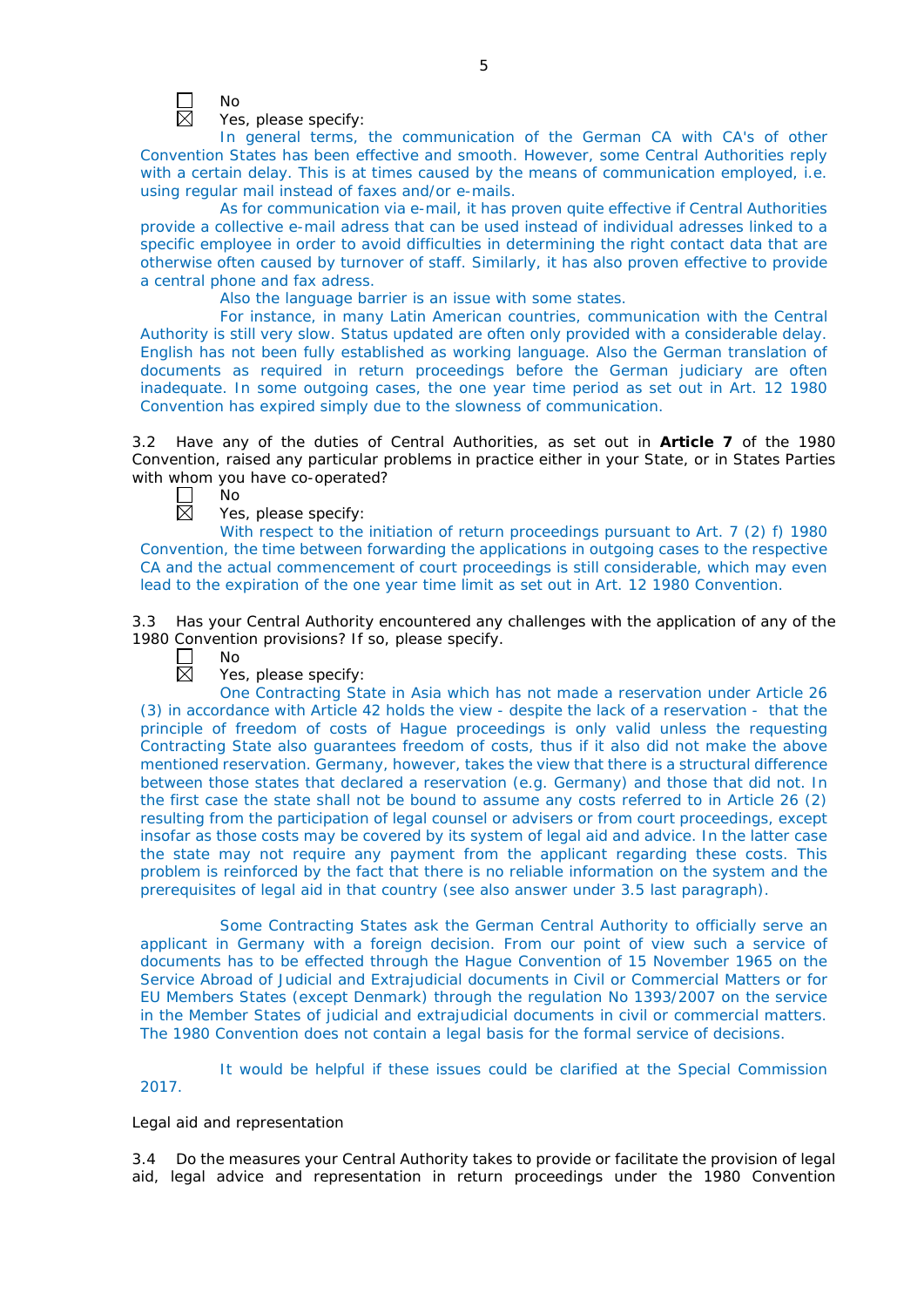☐ No
☒ Yes, please specify:

In general terms, the communication of the German CA with CA's of other Convention States has been effective and smooth. However, some Central Authorities reply with a certain delay. This is at times caused by the means of communication employed, i.e. using regular mail instead of faxes and/or e-mails.

As for communication via e-mail, it has proven quite effective if Central Authorities provide a collective e-mail adress that can be used instead of individual adresses linked to a specific employee in order to avoid difficulties in determining the right contact data that are otherwise often caused by turnover of staff. Similarly, it has also proven effective to provide a central phone and fax adress.

Also the language barrier is an issue with some states.

For instance, in many Latin American countries, communication with the Central Authority is still very slow. Status updated are often only provided with a considerable delay. English has not been fully established as working language. Also the German translation of documents as required in return proceedings before the German judiciary are often inadequate. In some outgoing cases, the one year time period as set out in Art. 12 1980 Convention has expired simply due to the slowness of communication.

3.2 Have any of the duties of Central Authorities, as set out in **Article 7** of the 1980 Convention, raised any particular problems in practice either in your State, or in States Parties with whom you have co-operated?

☐ No
☒ Yes, please specify:

With respect to the initiation of return proceedings pursuant to Art. 7 (2) f) 1980 Convention, the time between forwarding the applications in outgoing cases to the respective CA and the actual commencement of court proceedings is still considerable, which may even lead to the expiration of the one year time limit as set out in Art. 12 1980 Convention.

3.3 Has your Central Authority encountered any challenges with the application of any of the 1980 Convention provisions? If so, please specify.

☐ No
☒ Yes, please specify:

One Contracting State in Asia which has not made a reservation under Article 26 (3) in accordance with Article 42 holds the view - despite the lack of a reservation - that the principle of freedom of costs of Hague proceedings is only valid unless the requesting Contracting State also guarantees freedom of costs, thus if it also did not make the above mentioned reservation. Germany, however, takes the view that there is a structural difference between those states that declared a reservation (e.g. Germany) and those that did not. In the first case the state shall not be bound to assume any costs referred to in Article 26 (2) resulting from the participation of legal counsel or advisers or from court proceedings, except insofar as those costs may be covered by its system of legal aid and advice. In the latter case the state may not require any payment from the applicant regarding these costs. This problem is reinforced by the fact that there is no reliable information on the system and the prerequisites of legal aid in that country (see also answer under 3.5 last paragraph).

Some Contracting States ask the German Central Authority to officially serve an applicant in Germany with a foreign decision. From our point of view such a service of documents has to be effected through the Hague Convention of 15 November 1965 on the Service Abroad of Judicial and Extrajudicial documents in Civil or Commercial Matters or for EU Members States (except Denmark) through the regulation No 1393/2007 on the service in the Member States of judicial and extrajudicial documents in civil or commercial matters. The 1980 Convention does not contain a legal basis for the formal service of decisions.

It would be helpful if these issues could be clarified at the Special Commission 2017.

Legal aid and representation

3.4 Do the measures your Central Authority takes to provide or facilitate the provision of legal aid, legal advice and representation in return proceedings under the 1980 Convention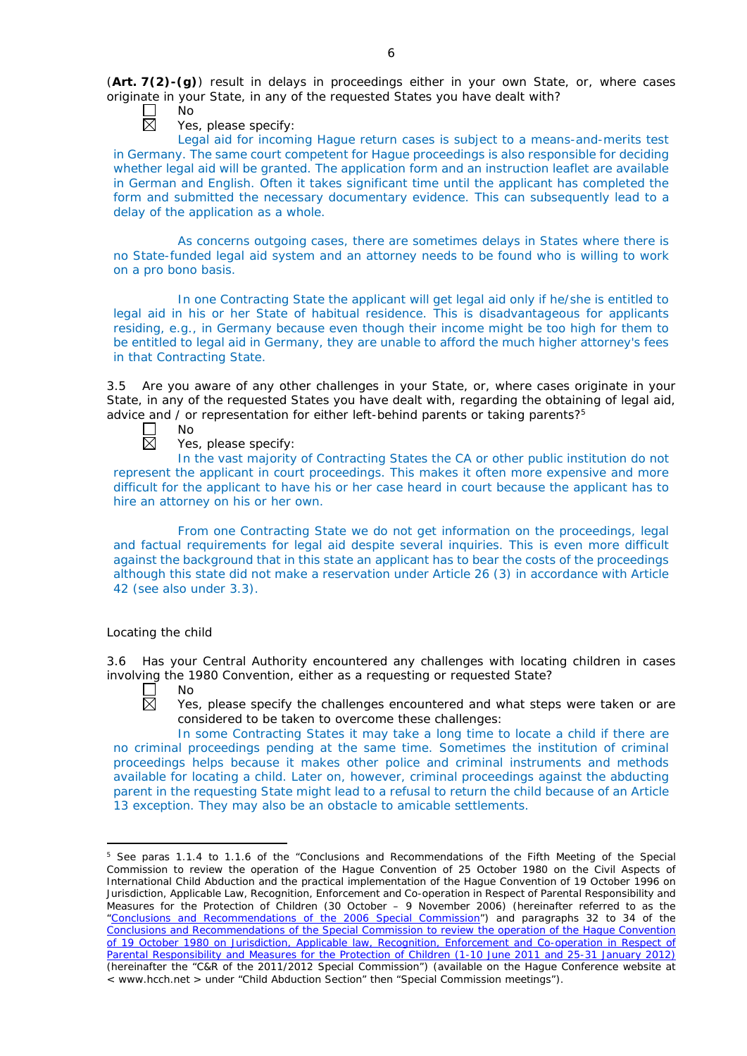(**Art. 7(2)-(g)**) result in delays in proceedings either in your own State, or, where cases originate in your State, in any of the requested States you have dealt with?

☐ No

☒ Yes, please specify:

Legal aid for incoming Hague return cases is subject to a means-and-merits test in Germany. The same court competent for Hague proceedings is also responsible for deciding whether legal aid will be granted. The application form and an instruction leaflet are available in German and English. Often it takes significant time until the applicant has completed the form and submitted the necessary documentary evidence. This can subsequently lead to a delay of the application as a whole.

As concerns outgoing cases, there are sometimes delays in States where there is no State-funded legal aid system and an attorney needs to be found who is willing to work on a pro bono basis.

In one Contracting State the applicant will get legal aid only if he/she is entitled to legal aid in his or her State of habitual residence. This is disadvantageous for applicants residing, e.g., in Germany because even though their income might be too high for them to be entitled to legal aid in Germany, they are unable to afford the much higher attorney's fees in that Contracting State.

3.5 Are you aware of any other challenges in your State, or, where cases originate in your State, in any of the requested States you have dealt with, regarding the obtaining of legal aid, advice and / or representation for either left-behind parents or taking parents?[5]

☐ No

☒ Yes, please specify:

In the vast majority of Contracting States the CA or other public institution do not represent the applicant in court proceedings. This makes it often more expensive and more difficult for the applicant to have his or her case heard in court because the applicant has to hire an attorney on his or her own.

From one Contracting State we do not get information on the proceedings, legal and factual requirements for legal aid despite several inquiries. This is even more difficult against the background that in this state an applicant has to bear the costs of the proceedings although this state did not make a reservation under Article 26 (3) in accordance with Article 42 (see also under 3.3).

Locating the child

3.6 Has your Central Authority encountered any challenges with locating children in cases involving the 1980 Convention, either as a requesting or requested State?

☐ No

☒ Yes, please specify the challenges encountered and what steps were taken or are considered to be taken to overcome these challenges:

In some Contracting States it may take a long time to locate a child if there are no criminal proceedings pending at the same time. Sometimes the institution of criminal proceedings helps because it makes other police and criminal instruments and methods available for locating a child. Later on, however, criminal proceedings against the abducting parent in the requesting State might lead to a refusal to return the child because of an Article 13 exception. They may also be an obstacle to amicable settlements.

---

[5] See paras 1.1.4 to 1.1.6 of the "Conclusions and Recommendations of the Fifth Meeting of the Special Commission to review the operation of the Hague Convention of 25 October 1980 on the Civil Aspects of International Child Abduction and the practical implementation of the Hague Convention of 19 October 1996 on Jurisdiction, Applicable Law, Recognition, Enforcement and Co-operation in Respect of Parental Responsibility and Measures for the Protection of Children (30 October – 9 November 2006) (hereinafter referred to as the "Conclusions and Recommendations of the 2006 Special Commission") and paragraphs 32 to 34 of the Conclusions and Recommendations of the Special Commission to review the operation of the Hague Convention of 19 October 1980 on Jurisdiction, Applicable law, Recognition, Enforcement and Co-operation in Respect of Parental Responsibility and Measures for the Protection of Children (1-10 June 2011 and 25-31 January 2012) (hereinafter the "C&R of the 2011/2012 Special Commission") (available on the Hague Conference website at < www.hcch.net > under "Child Abduction Section" then "Special Commission meetings").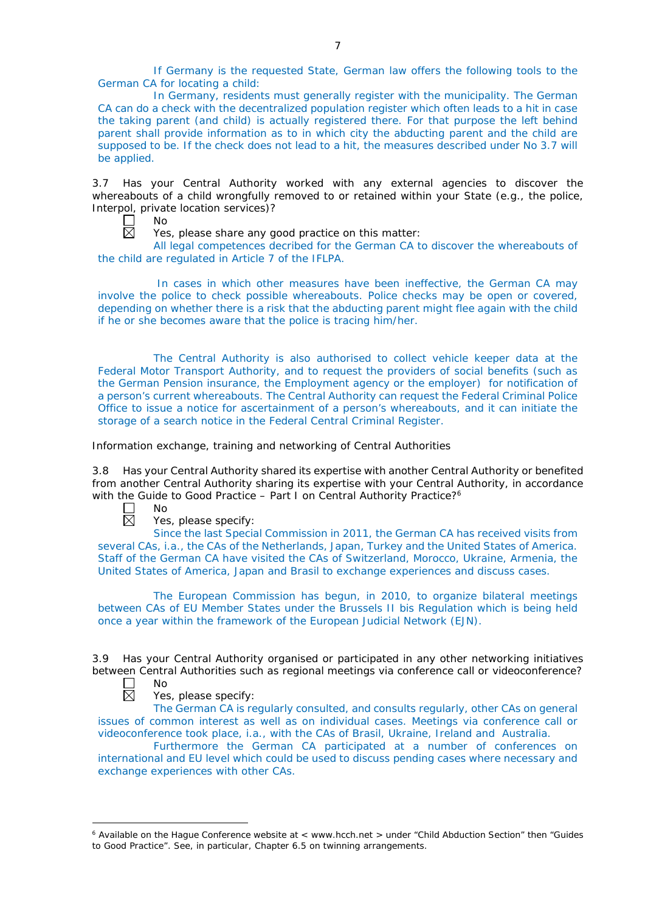If Germany is the requested State, German law offers the following tools to the German CA for locating a child:

In Germany, residents must generally register with the municipality. The German CA can do a check with the decentralized population register which often leads to a hit in case the taking parent (and child) is actually registered there. For that purpose the left behind parent shall provide information as to in which city the abducting parent and the child are supposed to be. If the check does not lead to a hit, the measures described under No 3.7 will be applied.

3.7 Has your Central Authority worked with any external agencies to discover the whereabouts of a child wrongfully removed to or retained within your State (e.g., the police, Interpol, private location services)?

☐ No
☒ Yes, please share any good practice on this matter:

All legal competences decribed for the German CA to discover the whereabouts of the child are regulated in Article 7 of the IFLPA.

In cases in which other measures have been ineffective, the German CA may involve the police to check possible whereabouts. Police checks may be open or covered, depending on whether there is a risk that the abducting parent might flee again with the child if he or she becomes aware that the police is tracing him/her.

The Central Authority is also authorised to collect vehicle keeper data at the Federal Motor Transport Authority, and to request the providers of social benefits (such as the German Pension insurance, the Employment agency or the employer) for notification of a person's current whereabouts. The Central Authority can request the Federal Criminal Police Office to issue a notice for ascertainment of a person's whereabouts, and it can initiate the storage of a search notice in the Federal Central Criminal Register.

Information exchange, training and networking of Central Authorities

3.8 Has your Central Authority shared its expertise with another Central Authority or benefited from another Central Authority sharing its expertise with your Central Authority, in accordance with the Guide to Good Practice – Part I on Central Authority Practice?[6]

☐ No
☒ Yes, please specify:

Since the last Special Commission in 2011, the German CA has received visits from several CAs, i.a., the CAs of the Netherlands, Japan, Turkey and the United States of America. Staff of the German CA have visited the CAs of Switzerland, Morocco, Ukraine, Armenia, the United States of America, Japan and Brasil to exchange experiences and discuss cases.

The European Commission has begun, in 2010, to organize bilateral meetings between CAs of EU Member States under the Brussels II bis Regulation which is being held once a year within the framework of the European Judicial Network (EJN).

3.9 Has your Central Authority organised or participated in any other networking initiatives between Central Authorities such as regional meetings via conference call or videoconference?

☐ No
☒ Yes, please specify:

The German CA is regularly consulted, and consults regularly, other CAs on general issues of common interest as well as on individual cases. Meetings via conference call or videoconference took place, i.a., with the CAs of Brasil, Ukraine, Ireland and Australia.

Furthermore the German CA participated at a number of conferences on international and EU level which could be used to discuss pending cases where necessary and exchange experiences with other CAs.

[6] Available on the Hague Conference website at < www.hcch.net > under "Child Abduction Section" then "Guides to Good Practice". See, in particular, Chapter 6.5 on twinning arrangements.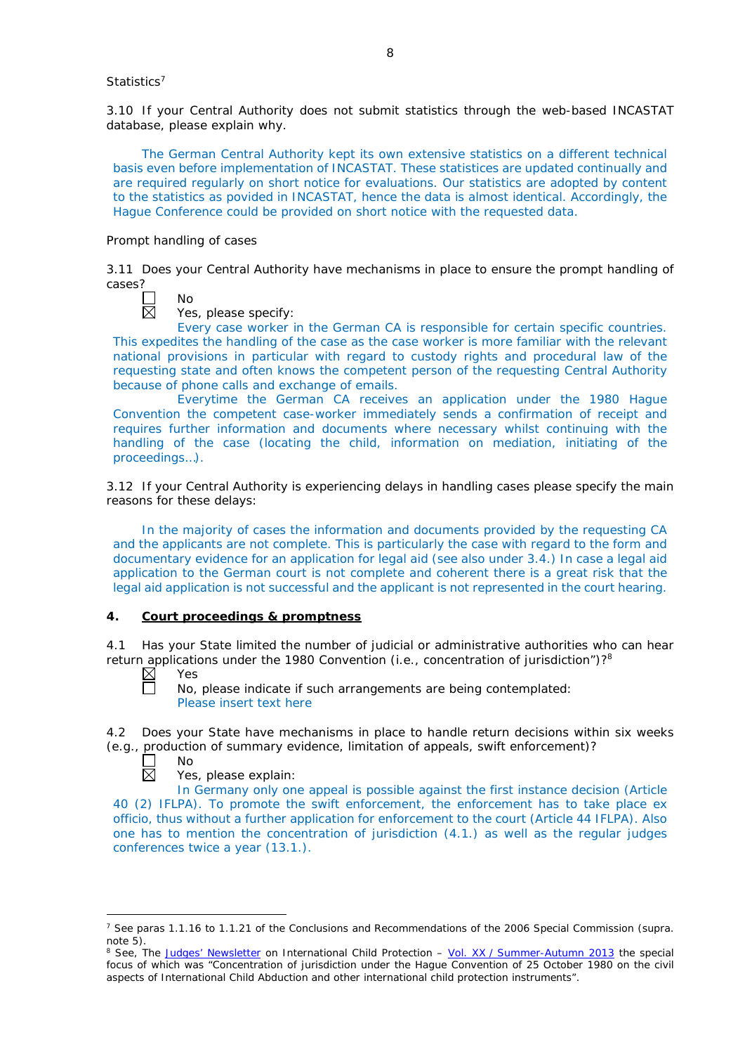Statistics[7]

3.10 If your Central Authority does not submit statistics through the web-based INCASTAT database, please explain why.

The German Central Authority kept its own extensive statistics on a different technical basis even before implementation of INCASTAT. These statistices are updated continually and are required regularly on short notice for evaluations. Our statistics are adopted by content to the statistics as povided in INCASTAT, hence the data is almost identical. Accordingly, the Hague Conference could be provided on short notice with the requested data.

Prompt handling of cases

3.11 Does your Central Authority have mechanisms in place to ensure the prompt handling of cases?

☐ No

☒ Yes, please specify:

Every case worker in the German CA is responsible for certain specific countries. This expedites the handling of the case as the case worker is more familiar with the relevant national provisions in particular with regard to custody rights and procedural law of the requesting state and often knows the competent person of the requesting Central Authority because of phone calls and exchange of emails.

Everytime the German CA receives an application under the 1980 Hague Convention the competent case-worker immediately sends a confirmation of receipt and requires further information and documents where necessary whilst continuing with the handling of the case (locating the child, information on mediation, initiating of the proceedings…).

3.12 If your Central Authority is experiencing delays in handling cases please specify the main reasons for these delays:

In the majority of cases the information and documents provided by the requesting CA and the applicants are not complete. This is particularly the case with regard to the form and documentary evidence for an application for legal aid (see also under 3.4.) In case a legal aid application to the German court is not complete and coherent there is a great risk that the legal aid application is not successful and the applicant is not represented in the court hearing.

## 4. Court proceedings & promptness

4.1 Has your State limited the number of judicial or administrative authorities who can hear return applications under the 1980 Convention (i.e., concentration of jurisdiction")?[8]

☒ Yes

☐ No, please indicate if such arrangements are being contemplated:

Please insert text here

4.2 Does your State have mechanisms in place to handle return decisions within six weeks (e.g., production of summary evidence, limitation of appeals, swift enforcement)?

☐ No

☒ Yes, please explain:

In Germany only one appeal is possible against the first instance decision (Article 40 (2) IFLPA). To promote the swift enforcement, the enforcement has to take place ex officio, thus without a further application for enforcement to the court (Article 44 IFLPA). Also one has to mention the concentration of jurisdiction (4.1.) as well as the regular judges conferences twice a year (13.1.).

---

[7] See paras 1.1.16 to 1.1.21 of the Conclusions and Recommendations of the 2006 Special Commission (supra. note 5).

[8] See, The Judges' Newsletter on International Child Protection – Vol. XX / Summer-Autumn 2013 the special focus of which was "Concentration of jurisdiction under the Hague Convention of 25 October 1980 on the civil aspects of International Child Abduction and other international child protection instruments".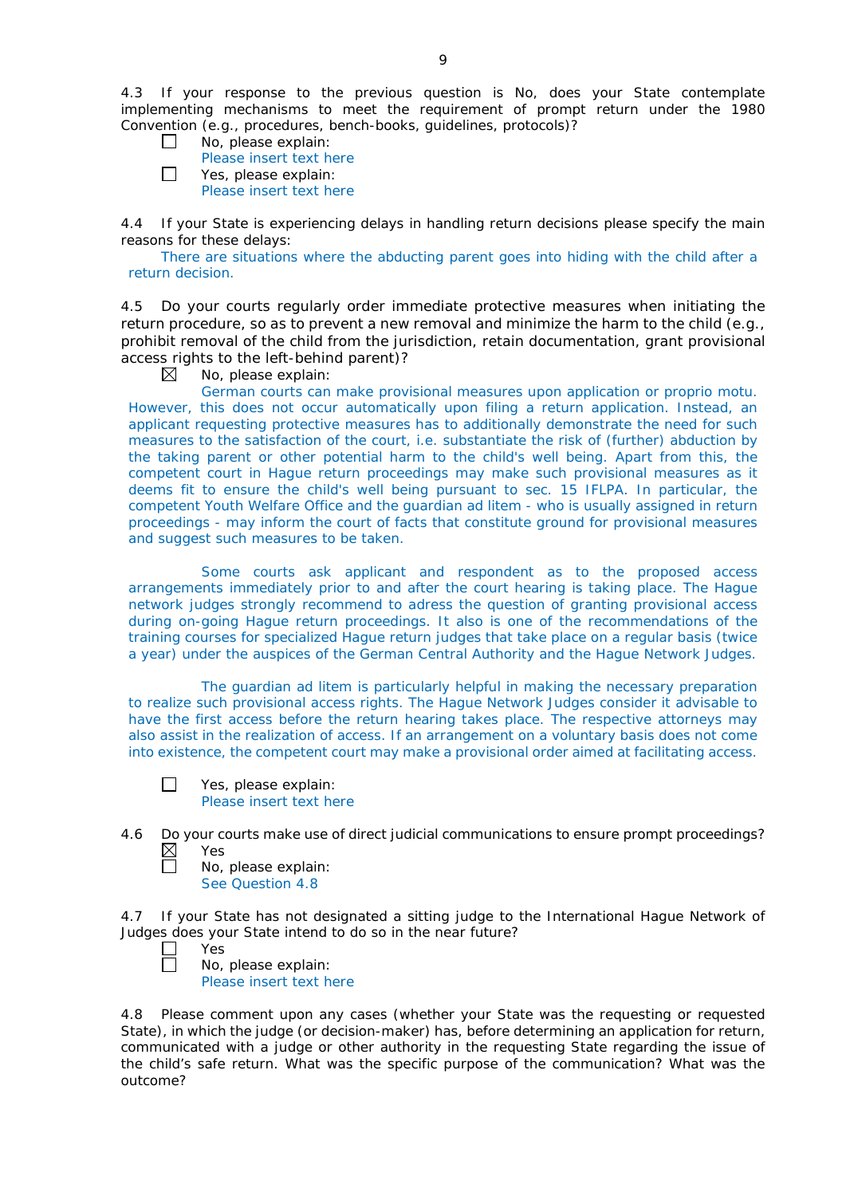4.3 If your response to the previous question is No, does your State contemplate implementing mechanisms to meet the requirement of prompt return under the 1980 Convention (e.g., procedures, bench-books, guidelines, protocols)?

☐ No, please explain:
Please insert text here

☐ Yes, please explain:
Please insert text here

4.4 If your State is experiencing delays in handling return decisions please specify the main reasons for these delays:

There are situations where the abducting parent goes into hiding with the child after a return decision.

4.5 Do your courts regularly order immediate protective measures when initiating the return procedure, so as to prevent a new removal and minimize the harm to the child (e.g., prohibit removal of the child from the jurisdiction, retain documentation, grant provisional access rights to the left-behind parent)?

☒ No, please explain:

German courts can make provisional measures upon application or proprio motu. However, this does not occur automatically upon filing a return application. Instead, an applicant requesting protective measures has to additionally demonstrate the need for such measures to the satisfaction of the court, i.e. substantiate the risk of (further) abduction by the taking parent or other potential harm to the child's well being. Apart from this, the competent court in Hague return proceedings may make such provisional measures as it deems fit to ensure the child's well being pursuant to sec. 15 IFLPA. In particular, the competent Youth Welfare Office and the guardian ad litem - who is usually assigned in return proceedings - may inform the court of facts that constitute ground for provisional measures and suggest such measures to be taken.

Some courts ask applicant and respondent as to the proposed access arrangements immediately prior to and after the court hearing is taking place. The Hague network judges strongly recommend to adress the question of granting provisional access during on-going Hague return proceedings. It also is one of the recommendations of the training courses for specialized Hague return judges that take place on a regular basis (twice a year) under the auspices of the German Central Authority and the Hague Network Judges.

The guardian ad litem is particularly helpful in making the necessary preparation to realize such provisional access rights. The Hague Network Judges consider it advisable to have the first access before the return hearing takes place. The respective attorneys may also assist in the realization of access. If an arrangement on a voluntary basis does not come into existence, the competent court may make a provisional order aimed at facilitating access.

☐ Yes, please explain:
Please insert text here

4.6 Do your courts make use of direct judicial communications to ensure prompt proceedings?

☒ Yes

☐ No, please explain:
See Question 4.8

4.7 If your State has not designated a sitting judge to the International Hague Network of Judges does your State intend to do so in the near future?

☐ Yes

☐ No, please explain:
Please insert text here

4.8 Please comment upon any cases (whether your State was the requesting or requested State), in which the judge (or decision-maker) has, before determining an application for return, communicated with a judge or other authority in the requesting State regarding the issue of the child's safe return. What was the specific purpose of the communication? What was the outcome?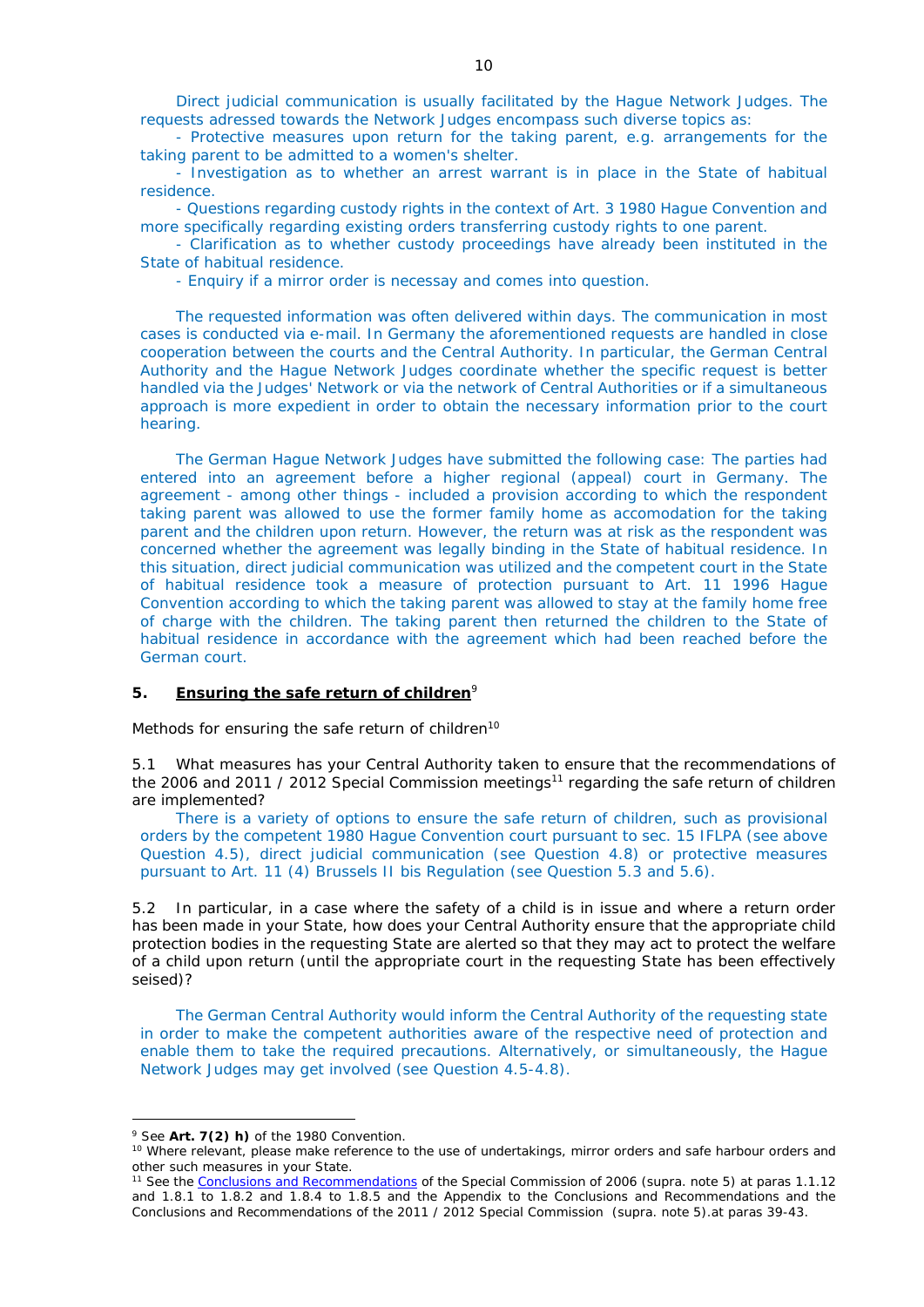Direct judicial communication is usually facilitated by the Hague Network Judges. The requests adressed towards the Network Judges encompass such diverse topics as:

- Protective measures upon return for the taking parent, e.g. arrangements for the taking parent to be admitted to a women's shelter.
- Investigation as to whether an arrest warrant is in place in the State of habitual residence.
- Questions regarding custody rights in the context of Art. 3 1980 Hague Convention and more specifically regarding existing orders transferring custody rights to one parent.
- Clarification as to whether custody proceedings have already been instituted in the State of habitual residence.
- Enquiry if a mirror order is necessay and comes into question.

The requested information was often delivered within days. The communication in most cases is conducted via e-mail. In Germany the aforementioned requests are handled in close cooperation between the courts and the Central Authority. In particular, the German Central Authority and the Hague Network Judges coordinate whether the specific request is better handled via the Judges' Network or via the network of Central Authorities or if a simultaneous approach is more expedient in order to obtain the necessary information prior to the court hearing.

The German Hague Network Judges have submitted the following case: The parties had entered into an agreement before a higher regional (appeal) court in Germany. The agreement - among other things - included a provision according to which the respondent taking parent was allowed to use the former family home as accomodation for the taking parent and the children upon return. However, the return was at risk as the respondent was concerned whether the agreement was legally binding in the State of habitual residence. In this situation, direct judicial communication was utilized and the competent court in the State of habitual residence took a measure of protection pursuant to Art. 11 1996 Hague Convention according to which the taking parent was allowed to stay at the family home free of charge with the children. The taking parent then returned the children to the State of habitual residence in accordance with the agreement which had been reached before the German court.

## 5. Ensuring the safe return of children[9]

Methods for ensuring the safe return of children[10]

5.1 What measures has your Central Authority taken to ensure that the recommendations of the 2006 and 2011 / 2012 Special Commission meetings[11] regarding the safe return of children are implemented?

There is a variety of options to ensure the safe return of children, such as provisional orders by the competent 1980 Hague Convention court pursuant to sec. 15 IFLPA (see above Question 4.5), direct judicial communication (see Question 4.8) or protective measures pursuant to Art. 11 (4) Brussels II bis Regulation (see Question 5.3 and 5.6).

5.2 In particular, in a case where the safety of a child is in issue and where a return order has been made in your State, how does your Central Authority ensure that the appropriate child protection bodies in the requesting State are alerted so that they may act to protect the welfare of a child upon return (until the appropriate court in the requesting State has been effectively seised)?

The German Central Authority would inform the Central Authority of the requesting state in order to make the competent authorities aware of the respective need of protection and enable them to take the required precautions. Alternatively, or simultaneously, the Hague Network Judges may get involved (see Question 4.5-4.8).

---

[9] See **Art. 7(2) h)** of the 1980 Convention.

[10] Where relevant, please make reference to the use of undertakings, mirror orders and safe harbour orders and other such measures in your State.

[11] See the Conclusions and Recommendations of the Special Commission of 2006 (supra. note 5) at paras 1.1.12 and 1.8.1 to 1.8.2 and 1.8.4 to 1.8.5 and the Appendix to the Conclusions and Recommendations and the Conclusions and Recommendations of the 2011 / 2012 Special Commission (supra. note 5).at paras 39-43.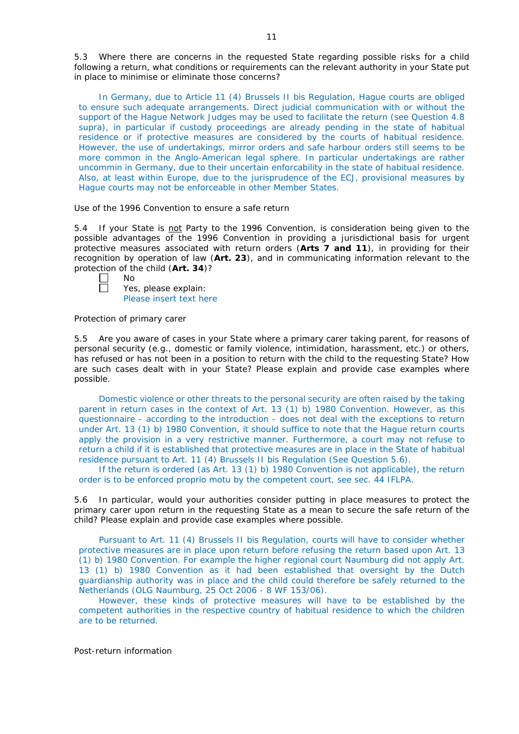5.3 Where there are concerns in the requested State regarding possible risks for a child following a return, what conditions or requirements can the relevant authority in your State put in place to minimise or eliminate those concerns?

In Germany, due to Article 11 (4) Brussels II bis Regulation, Hague courts are obliged to ensure such adequate arrangements. Direct judicial communication with or without the support of the Hague Network Judges may be used to facilitate the return (see Question 4.8 supra), in particular if custody proceedings are already pending in the state of habitual residence or if protective measures are considered by the courts of habitual residence. However, the use of undertakings, mirror orders and safe harbour orders still seems to be more common in the Anglo-American legal sphere. In particular undertakings are rather uncommin in Germany, due to their uncertain enforcability in the state of habitual residence. Also, at least within Europe, due to the jurisprudence of the ECJ, provisional measures by Hague courts may not be enforceable in other Member States.

Use of the 1996 Convention to ensure a safe return

5.4 If your State is not Party to the 1996 Convention, is consideration being given to the possible advantages of the 1996 Convention in providing a jurisdictional basis for urgent protective measures associated with return orders (**Arts 7 and 11**), in providing for their recognition by operation of law (**Art. 23**), and in communicating information relevant to the protection of the child (**Art. 34**)?

☐ No
☐ Yes, please explain:
Please insert text here

Protection of primary carer

5.5 Are you aware of cases in your State where a primary carer taking parent, for reasons of personal security (e.g., domestic or family violence, intimidation, harassment, etc.) or others, has refused or has not been in a position to return with the child to the requesting State? How are such cases dealt with in your State? Please explain and provide case examples where possible.

Domestic violence or other threats to the personal security are often raised by the taking parent in return cases in the context of Art. 13 (1) b) 1980 Convention. However, as this questionnaire - according to the introduction - does not deal with the exceptions to return under Art. 13 (1) b) 1980 Convention, it should suffice to note that the Hague return courts apply the provision in a very restrictive manner. Furthermore, a court may not refuse to return a child if it is established that protective measures are in place in the State of habitual residence pursuant to Art. 11 (4) Brussels II bis Regulation (See Question 5.6).

If the return is ordered (as Art. 13 (1) b) 1980 Convention is not applicable), the return order is to be enforced proprio motu by the competent court, see sec. 44 IFLPA.

5.6 In particular, would your authorities consider putting in place measures to protect the primary carer upon return in the requesting State as a mean to secure the safe return of the child? Please explain and provide case examples where possible.

Pursuant to Art. 11 (4) Brussels II bis Regulation, courts will have to consider whether protective measures are in place upon return before refusing the return based upon Art. 13 (1) b) 1980 Convention. For example the higher regional court Naumburg did not apply Art. 13 (1) b) 1980 Convention as it had been established that oversight by the Dutch guardianship authority was in place and the child could therefore be safely returned to the Netherlands (OLG Naumburg, 25 Oct 2006 - 8 WF 153/06).

However, these kinds of protective measures will have to be established by the competent authorities in the respective country of habitual residence to which the children are to be returned.

Post-return information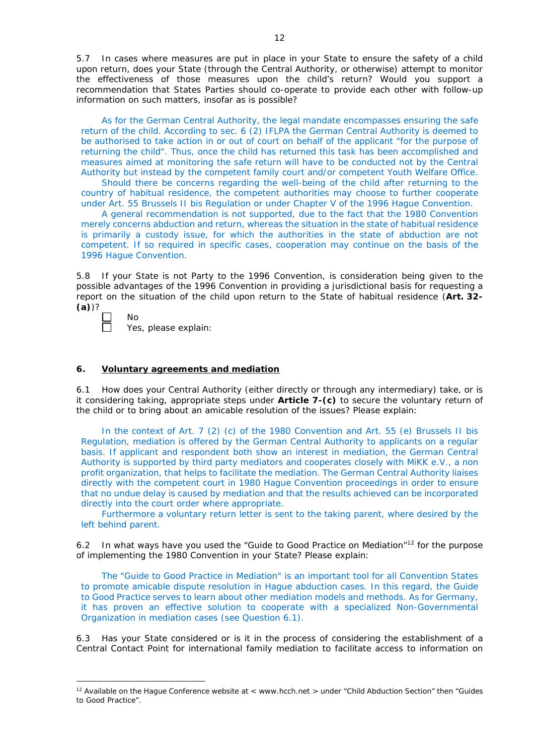5.7 In cases where measures are put in place in your State to ensure the safety of a child upon return, does your State (through the Central Authority, or otherwise) attempt to monitor the effectiveness of those measures upon the child's return? Would you support a recommendation that States Parties should co-operate to provide each other with follow-up information on such matters, insofar as is possible?

As for the German Central Authority, the legal mandate encompasses ensuring the safe return of the child. According to sec. 6 (2) IFLPA the German Central Authority is deemed to be authorised to take action in or out of court on behalf of the applicant "for the purpose of returning the child". Thus, once the child has returned this task has been accomplished and measures aimed at monitoring the safe return will have to be conducted not by the Central Authority but instead by the competent family court and/or competent Youth Welfare Office.

Should there be concerns regarding the well-being of the child after returning to the country of habitual residence, the competent authorities may choose to further cooperate under Art. 55 Brussels II bis Regulation or under Chapter V of the 1996 Hague Convention.

A general recommendation is not supported, due to the fact that the 1980 Convention merely concerns abduction and return, whereas the situation in the state of habitual residence is primarily a custody issue, for which the authorities in the state of abduction are not competent. If so required in specific cases, cooperation may continue on the basis of the 1996 Hague Convention.

5.8 If your State is not Party to the 1996 Convention, is consideration being given to the possible advantages of the 1996 Convention in providing a jurisdictional basis for requesting a report on the situation of the child upon return to the State of habitual residence (**Art. 32-(a)**)?

☐ No
☐ Yes, please explain:

## 6. Voluntary agreements and mediation

6.1 How does your Central Authority (either directly or through any intermediary) take, or is it considering taking, appropriate steps under **Article 7-(c)** to secure the voluntary return of the child or to bring about an amicable resolution of the issues? Please explain:

In the context of Art. 7 (2) (c) of the 1980 Convention and Art. 55 (e) Brussels II bis Regulation, mediation is offered by the German Central Authority to applicants on a regular basis. If applicant and respondent both show an interest in mediation, the German Central Authority is supported by third party mediators and cooperates closely with MiKK e.V., a non profit organization, that helps to facilitate the mediation. The German Central Authority liaises directly with the competent court in 1980 Hague Convention proceedings in order to ensure that no undue delay is caused by mediation and that the results achieved can be incorporated directly into the court order where appropriate.

Furthermore a voluntary return letter is sent to the taking parent, where desired by the left behind parent.

6.2 In what ways have you used the "Guide to Good Practice on Mediation"[12] for the purpose of implementing the 1980 Convention in your State? Please explain:

The "Guide to Good Practice in Mediation" is an important tool for all Convention States to promote amicable dispute resolution in Hague abduction cases. In this regard, the Guide to Good Practice serves to learn about other mediation models and methods. As for Germany, it has proven an effective solution to cooperate with a specialized Non-Governmental Organization in mediation cases (see Question 6.1).

6.3 Has your State considered or is it in the process of considering the establishment of a Central Contact Point for international family mediation to facilitate access to information on

[12] Available on the Hague Conference website at < www.hcch.net > under "Child Abduction Section" then "Guides to Good Practice".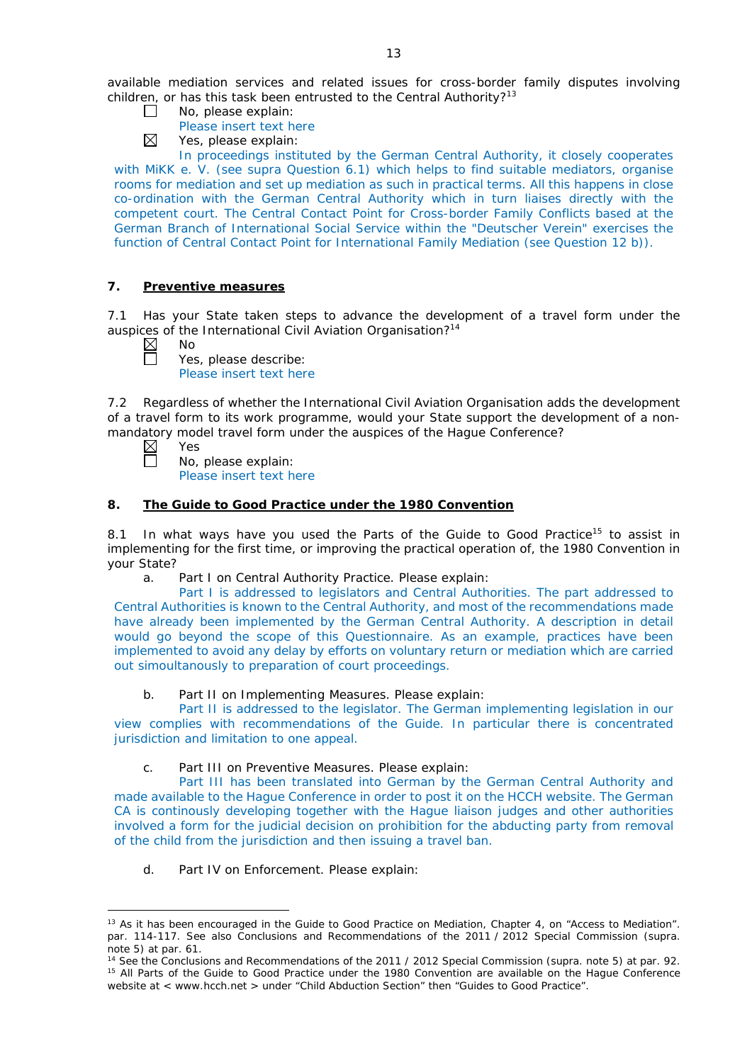available mediation services and related issues for cross-border family disputes involving children, or has this task been entrusted to the Central Authority?[13]

☐ No, please explain:
Please insert text here

☒ Yes, please explain:
In proceedings instituted by the German Central Authority, it closely cooperates with MiKK e. V. (see supra Question 6.1) which helps to find suitable mediators, organise rooms for mediation and set up mediation as such in practical terms. All this happens in close co-ordination with the German Central Authority which in turn liaises directly with the competent court. The Central Contact Point for Cross-border Family Conflicts based at the German Branch of International Social Service within the "Deutscher Verein" exercises the function of Central Contact Point for International Family Mediation (see Question 12 b)).

## 7. Preventive measures

7.1 Has your State taken steps to advance the development of a travel form under the auspices of the International Civil Aviation Organisation?[14]

☒ No

☐ Yes, please describe:
Please insert text here

7.2 Regardless of whether the International Civil Aviation Organisation adds the development of a travel form to its work programme, would your State support the development of a non-mandatory model travel form under the auspices of the Hague Conference?

☒ Yes

☐ No, please explain:
Please insert text here

## 8. The Guide to Good Practice under the 1980 Convention

8.1 In what ways have you used the Parts of the Guide to Good Practice[15] to assist in implementing for the first time, or improving the practical operation of, the 1980 Convention in your State?

a. Part I on Central Authority Practice. Please explain:
Part I is addressed to legislators and Central Authorities. The part addressed to Central Authorities is known to the Central Authority, and most of the recommendations made have already been implemented by the German Central Authority. A description in detail would go beyond the scope of this Questionnaire. As an example, practices have been implemented to avoid any delay by efforts on voluntary return or mediation which are carried out simoultanously to preparation of court proceedings.

b. Part II on Implementing Measures. Please explain:
Part II is addressed to the legislator. The German implementing legislation in our view complies with recommendations of the Guide. In particular there is concentrated jurisdiction and limitation to one appeal.

c. Part III on Preventive Measures. Please explain:
Part III has been translated into German by the German Central Authority and made available to the Hague Conference in order to post it on the HCCH website. The German CA is continously developing together with the Hague liaison judges and other authorities involved a form for the judicial decision on prohibition for the abducting party from removal of the child from the jurisdiction and then issuing a travel ban.

d. Part IV on Enforcement. Please explain:

---

[13] As it has been encouraged in the Guide to Good Practice on Mediation, Chapter 4, on "Access to Mediation". par. 114-117. See also Conclusions and Recommendations of the 2011 / 2012 Special Commission (supra. note 5) at par. 61.

[14] See the Conclusions and Recommendations of the 2011 / 2012 Special Commission (supra. note 5) at par. 92.

[15] All Parts of the Guide to Good Practice under the 1980 Convention are available on the Hague Conference website at < www.hcch.net > under "Child Abduction Section" then "Guides to Good Practice".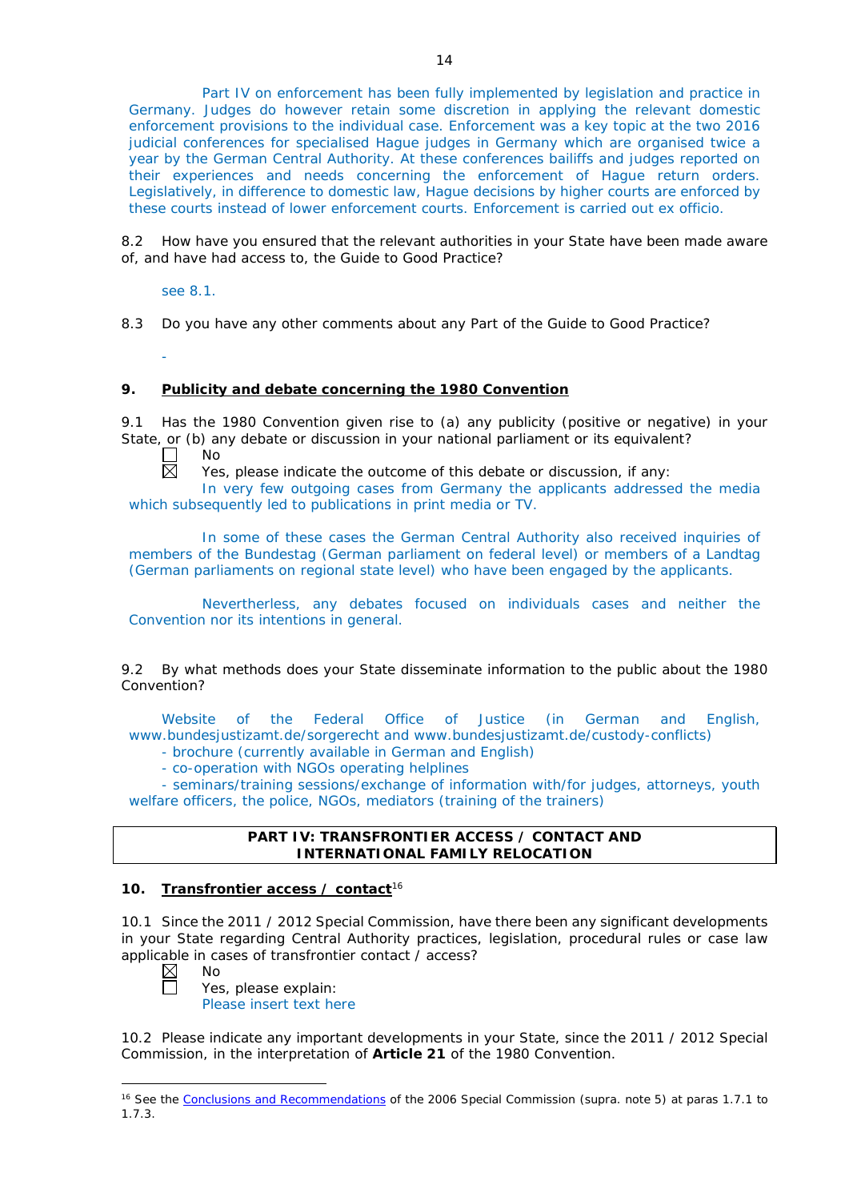Part IV on enforcement has been fully implemented by legislation and practice in Germany. Judges do however retain some discretion in applying the relevant domestic enforcement provisions to the individual case. Enforcement was a key topic at the two 2016 judicial conferences for specialised Hague judges in Germany which are organised twice a year by the German Central Authority. At these conferences bailiffs and judges reported on their experiences and needs concerning the enforcement of Hague return orders. Legislatively, in difference to domestic law, Hague decisions by higher courts are enforced by these courts instead of lower enforcement courts. Enforcement is carried out ex officio.

8.2 How have you ensured that the relevant authorities in your State have been made aware of, and have had access to, the Guide to Good Practice?

see 8.1.

8.3 Do you have any other comments about any Part of the Guide to Good Practice?

-

## 9. Publicity and debate concerning the 1980 Convention

9.1 Has the 1980 Convention given rise to (a) any publicity (positive or negative) in your State, or (b) any debate or discussion in your national parliament or its equivalent?

☐ No

☒ Yes, please indicate the outcome of this debate or discussion, if any:

In very few outgoing cases from Germany the applicants addressed the media which subsequently led to publications in print media or TV.

In some of these cases the German Central Authority also received inquiries of members of the Bundestag (German parliament on federal level) or members of a Landtag (German parliaments on regional state level) who have been engaged by the applicants.

Nevertheless, any debates focused on individuals cases and neither the Convention nor its intentions in general.

9.2 By what methods does your State disseminate information to the public about the 1980 Convention?

Website of the Federal Office of Justice (in German and English, www.bundesjustizamt.de/sorgerecht and www.bundesjustizamt.de/custody-conflicts)
- brochure (currently available in German and English)
- co-operation with NGOs operating helplines
- seminars/training sessions/exchange of information with/for judges, attorneys, youth welfare officers, the police, NGOs, mediators (training of the trainers)

**PART IV: TRANSFRONTIER ACCESS / CONTACT AND INTERNATIONAL FAMILY RELOCATION**

## 10. Transfrontier access / contact[16]

10.1 Since the 2011 / 2012 Special Commission, have there been any significant developments in your State regarding Central Authority practices, legislation, procedural rules or case law applicable in cases of transfrontier contact / access?

☒ No

☐ Yes, please explain:

Please insert text here

10.2 Please indicate any important developments in your State, since the 2011 / 2012 Special Commission, in the interpretation of **Article 21** of the 1980 Convention.

---

[16] See the Conclusions and Recommendations of the 2006 Special Commission (supra. note 5) at paras 1.7.1 to 1.7.3.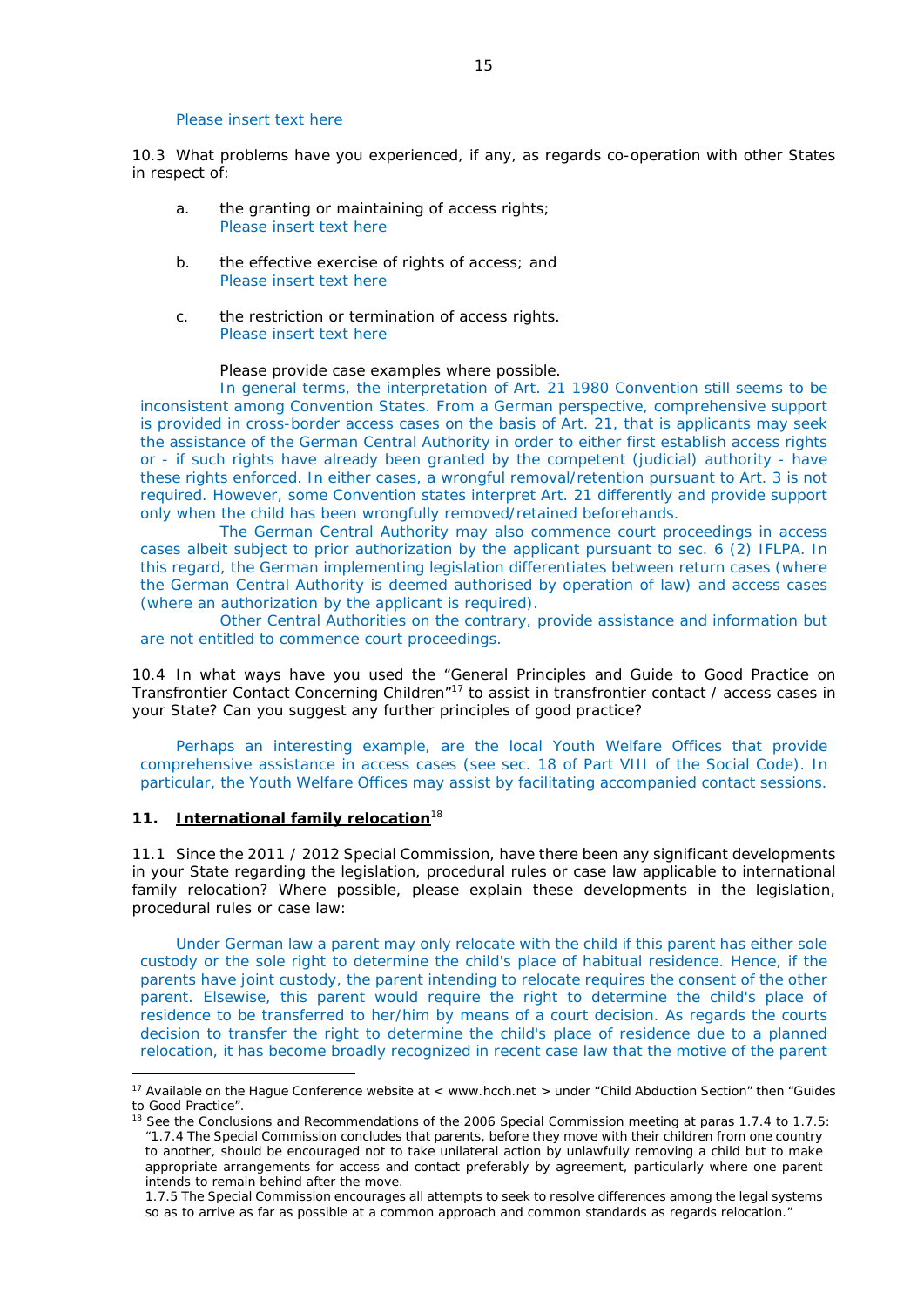Please insert text here

10.3 What problems have you experienced, if any, as regards co-operation with other States in respect of:

a. the granting or maintaining of access rights;
   Please insert text here

b. the effective exercise of rights of access; and
   Please insert text here

c. the restriction or termination of access rights.
   Please insert text here

   Please provide case examples where possible.

In general terms, the interpretation of Art. 21 1980 Convention still seems to be inconsistent among Convention States. From a German perspective, comprehensive support is provided in cross-border access cases on the basis of Art. 21, that is applicants may seek the assistance of the German Central Authority in order to either first establish access rights or - if such rights have already been granted by the competent (judicial) authority - have these rights enforced. In either cases, a wrongful removal/retention pursuant to Art. 3 is not required. However, some Convention states interpret Art. 21 differently and provide support only when the child has been wrongfully removed/retained beforehands.

The German Central Authority may also commence court proceedings in access cases albeit subject to prior authorization by the applicant pursuant to sec. 6 (2) IFLPA. In this regard, the German implementing legislation differentiates between return cases (where the German Central Authority is deemed authorised by operation of law) and access cases (where an authorization by the applicant is required).

Other Central Authorities on the contrary, provide assistance and information but are not entitled to commence court proceedings.

10.4 In what ways have you used the "General Principles and Guide to Good Practice on Transfrontier Contact Concerning Children"[17] to assist in transfrontier contact / access cases in your State? Can you suggest any further principles of good practice?

Perhaps an interesting example, are the local Youth Welfare Offices that provide comprehensive assistance in access cases (see sec. 18 of Part VIII of the Social Code). In particular, the Youth Welfare Offices may assist by facilitating accompanied contact sessions.

## 11. International family relocation[18]

11.1 Since the 2011 / 2012 Special Commission, have there been any significant developments in your State regarding the legislation, procedural rules or case law applicable to international family relocation? Where possible, please explain these developments in the legislation, procedural rules or case law:

Under German law a parent may only relocate with the child if this parent has either sole custody or the sole right to determine the child's place of habitual residence. Hence, if the parents have joint custody, the parent intending to relocate requires the consent of the other parent. Elsewise, this parent would require the right to determine the child's place of residence to be transferred to her/him by means of a court decision. As regards the courts decision to transfer the right to determine the child's place of residence due to a planned relocation, it has become broadly recognized in recent case law that the motive of the parent

---

[17] Available on the Hague Conference website at < www.hcch.net > under "Child Abduction Section" then "Guides to Good Practice".

[18] See the Conclusions and Recommendations of the 2006 Special Commission meeting at paras 1.7.4 to 1.7.5: "1.7.4 The Special Commission concludes that parents, before they move with their children from one country to another, should be encouraged not to take unilateral action by unlawfully removing a child but to make appropriate arrangements for access and contact preferably by agreement, particularly where one parent intends to remain behind after the move.
1.7.5 The Special Commission encourages all attempts to seek to resolve differences among the legal systems so as to arrive as far as possible at a common approach and common standards as regards relocation."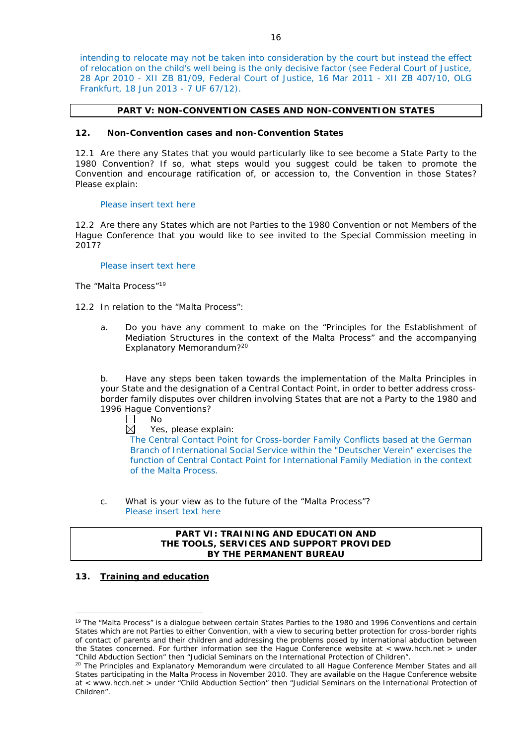intending to relocate may not be taken into consideration by the court but instead the effect of relocation on the child's well being is the only decisive factor (see Federal Court of Justice, 28 Apr 2010 - XII ZB 81/09, Federal Court of Justice, 16 Mar 2011 - XII ZB 407/10, OLG Frankfurt, 18 Jun 2013 - 7 UF 67/12).

## PART V: NON-CONVENTION CASES AND NON-CONVENTION STATES

### 12. Non-Convention cases and non-Convention States

12.1 Are there any States that you would particularly like to see become a State Party to the 1980 Convention? If so, what steps would you suggest could be taken to promote the Convention and encourage ratification of, or accession to, the Convention in those States? Please explain:

Please insert text here

12.2 Are there any States which are not Parties to the 1980 Convention or not Members of the Hague Conference that you would like to see invited to the Special Commission meeting in 2017?

Please insert text here

The "Malta Process"[19]

12.2 In relation to the "Malta Process":

a. Do you have any comment to make on the "Principles for the Establishment of Mediation Structures in the context of the Malta Process" and the accompanying Explanatory Memorandum?[20]

b. Have any steps been taken towards the implementation of the Malta Principles in your State and the designation of a Central Contact Point, in order to better address cross-border family disputes over children involving States that are not a Party to the 1980 and 1996 Hague Conventions?

☐ No
☒ Yes, please explain:
The Central Contact Point for Cross-border Family Conflicts based at the German Branch of International Social Service within the "Deutscher Verein" exercises the function of Central Contact Point for International Family Mediation in the context of the Malta Process.

c. What is your view as to the future of the "Malta Process"?
Please insert text here

## PART VI: TRAINING AND EDUCATION AND THE TOOLS, SERVICES AND SUPPORT PROVIDED BY THE PERMANENT BUREAU

### 13. Training and education

---

[19] The "Malta Process" is a dialogue between certain States Parties to the 1980 and 1996 Conventions and certain States which are not Parties to either Convention, with a view to securing better protection for cross-border rights of contact of parents and their children and addressing the problems posed by international abduction between the States concerned. For further information see the Hague Conference website at < www.hcch.net > under "Child Abduction Section" then "Judicial Seminars on the International Protection of Children".

[20] The Principles and Explanatory Memorandum were circulated to all Hague Conference Member States and all States participating in the Malta Process in November 2010. They are available on the Hague Conference website at < www.hcch.net > under "Child Abduction Section" then "Judicial Seminars on the International Protection of Children".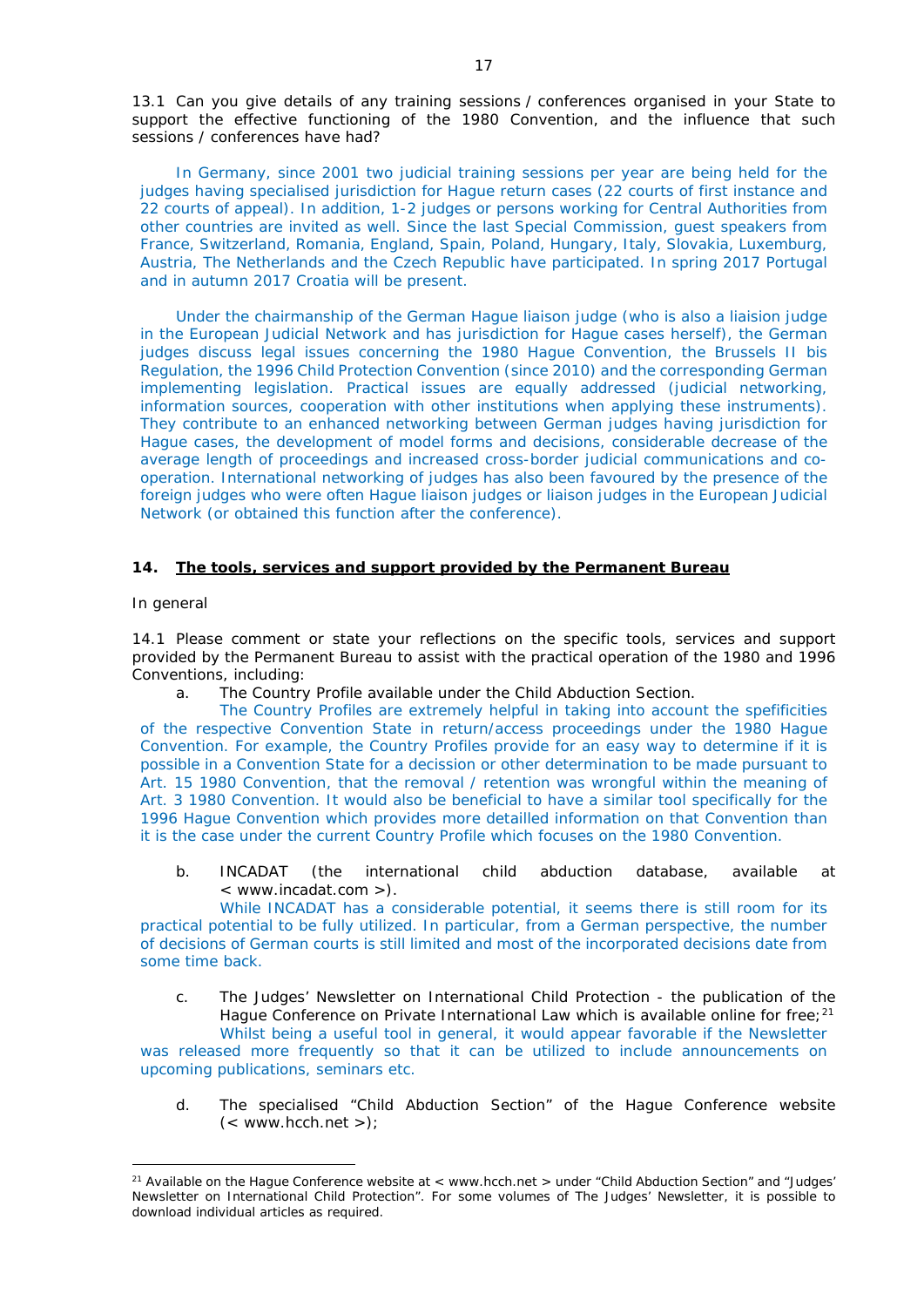13.1 Can you give details of any training sessions / conferences organised in your State to support the effective functioning of the 1980 Convention, and the influence that such sessions / conferences have had?

In Germany, since 2001 two judicial training sessions per year are being held for the judges having specialised jurisdiction for Hague return cases (22 courts of first instance and 22 courts of appeal). In addition, 1-2 judges or persons working for Central Authorities from other countries are invited as well. Since the last Special Commission, guest speakers from France, Switzerland, Romania, England, Spain, Poland, Hungary, Italy, Slovakia, Luxemburg, Austria, The Netherlands and the Czech Republic have participated. In spring 2017 Portugal and in autumn 2017 Croatia will be present.

Under the chairmanship of the German Hague liaison judge (who is also a liaision judge in the European Judicial Network and has jurisdiction for Hague cases herself), the German judges discuss legal issues concerning the 1980 Hague Convention, the Brussels II bis Regulation, the 1996 Child Protection Convention (since 2010) and the corresponding German implementing legislation. Practical issues are equally addressed (judicial networking, information sources, cooperation with other institutions when applying these instruments). They contribute to an enhanced networking between German judges having jurisdiction for Hague cases, the development of model forms and decisions, considerable decrease of the average length of proceedings and increased cross-border judicial communications and co-operation. International networking of judges has also been favoured by the presence of the foreign judges who were often Hague liaison judges or liaison judges in the European Judicial Network (or obtained this function after the conference).

## 14. The tools, services and support provided by the Permanent Bureau

*In general*

14.1 Please comment or state your reflections on the specific tools, services and support provided by the Permanent Bureau to assist with the practical operation of the 1980 and 1996 Conventions, including:

a. The Country Profile available under the Child Abduction Section.

The Country Profiles are extremely helpful in taking into account the spefificities of the respective Convention State in return/access proceedings under the 1980 Hague Convention. For example, the Country Profiles provide for an easy way to determine if it is possible in a Convention State for a decission or other determination to be made pursuant to Art. 15 1980 Convention, that the removal / retention was wrongful within the meaning of Art. 3 1980 Convention. It would also be beneficial to have a similar tool specifically for the 1996 Hague Convention which provides more detailled information on that Convention than it is the case under the current Country Profile which focuses on the 1980 Convention.

b. INCADAT (the international child abduction database, available at < www.incadat.com >).

While INCADAT has a considerable potential, it seems there is still room for its practical potential to be fully utilized. In particular, from a German perspective, the number of decisions of German courts is still limited and most of the incorporated decisions date from some time back.

c. The Judges' Newsletter on International Child Protection - the publication of the Hague Conference on Private International Law which is available online for free;[21]

Whilst being a useful tool in general, it would appear favorable if the Newsletter was released more frequently so that it can be utilized to include announcements on upcoming publications, seminars etc.

d. The specialised "Child Abduction Section" of the Hague Conference website (< www.hcch.net >);

[21] Available on the Hague Conference website at < www.hcch.net > under "Child Abduction Section" and "Judges' Newsletter on International Child Protection". For some volumes of The Judges' Newsletter, it is possible to download individual articles as required.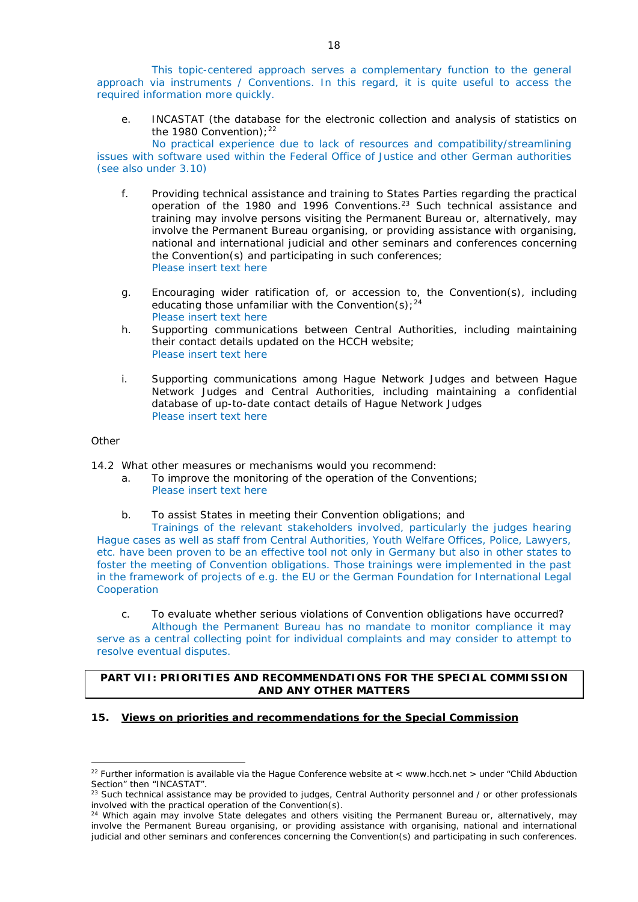This topic-centered approach serves a complementary function to the general approach via instruments / Conventions. In this regard, it is quite useful to access the required information more quickly.

e. INCASTAT (the database for the electronic collection and analysis of statistics on the 1980 Convention);[22]

No practical experience due to lack of resources and compatibility/streamlining issues with software used within the Federal Office of Justice and other German authorities (see also under 3.10)

f. Providing technical assistance and training to States Parties regarding the practical operation of the 1980 and 1996 Conventions.[23] Such technical assistance and training may involve persons visiting the Permanent Bureau or, alternatively, may involve the Permanent Bureau organising, or providing assistance with organising, national and international judicial and other seminars and conferences concerning the Convention(s) and participating in such conferences;

Please insert text here

g. Encouraging wider ratification of, or accession to, the Convention(s), including educating those unfamiliar with the Convention(s);[24]

Please insert text here

h. Supporting communications between Central Authorities, including maintaining their contact details updated on the HCCH website;

Please insert text here

i. Supporting communications among Hague Network Judges and between Hague Network Judges and Central Authorities, including maintaining a confidential database of up-to-date contact details of Hague Network Judges

Please insert text here

Other

14.2 What other measures or mechanisms would you recommend:

a. To improve the monitoring of the operation of the Conventions;

Please insert text here

b. To assist States in meeting their Convention obligations; and

Trainings of the relevant stakeholders involved, particularly the judges hearing Hague cases as well as staff from Central Authorities, Youth Welfare Offices, Police, Lawyers, etc. have been proven to be an effective tool not only in Germany but also in other states to foster the meeting of Convention obligations. Those trainings were implemented in the past in the framework of projects of e.g. the EU or the German Foundation for International Legal Cooperation

c. To evaluate whether serious violations of Convention obligations have occurred?

Although the Permanent Bureau has no mandate to monitor compliance it may serve as a central collecting point for individual complaints and may consider to attempt to resolve eventual disputes.

**PART VII: PRIORITIES AND RECOMMENDATIONS FOR THE SPECIAL COMMISSION AND ANY OTHER MATTERS**

**15. <u>Views on priorities and recommendations for the Special Commission</u>**

---

[22] Further information is available via the Hague Conference website at < www.hcch.net > under "Child Abduction Section" then "INCASTAT".

[23] Such technical assistance may be provided to judges, Central Authority personnel and / or other professionals involved with the practical operation of the Convention(s).

[24] Which again may involve State delegates and others visiting the Permanent Bureau or, alternatively, may involve the Permanent Bureau organising, or providing assistance with organising, national and international judicial and other seminars and conferences concerning the Convention(s) and participating in such conferences.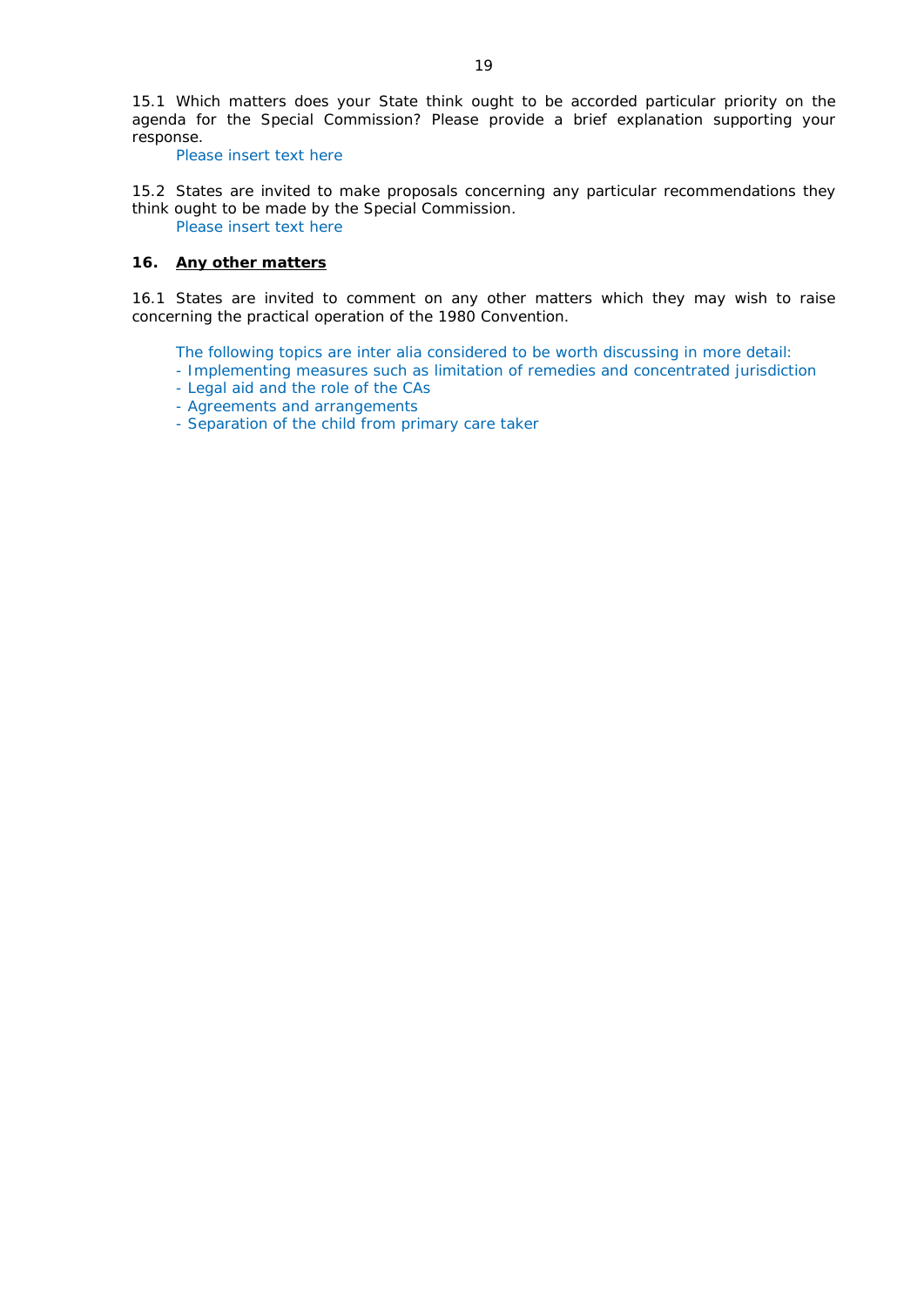15.1 Which matters does your State think ought to be accorded particular priority on the agenda for the Special Commission? Please provide a brief explanation supporting your response.

Please insert text here

15.2 States are invited to make proposals concerning any particular recommendations they think ought to be made by the Special Commission.

Please insert text here

## 16. Any other matters

16.1 States are invited to comment on any other matters which they may wish to raise concerning the practical operation of the 1980 Convention.

The following topics are inter alia considered to be worth discussing in more detail:

- Implementing measures such as limitation of remedies and concentrated jurisdiction
- Legal aid and the role of the CAs
- Agreements and arrangements
- Separation of the child from primary care taker